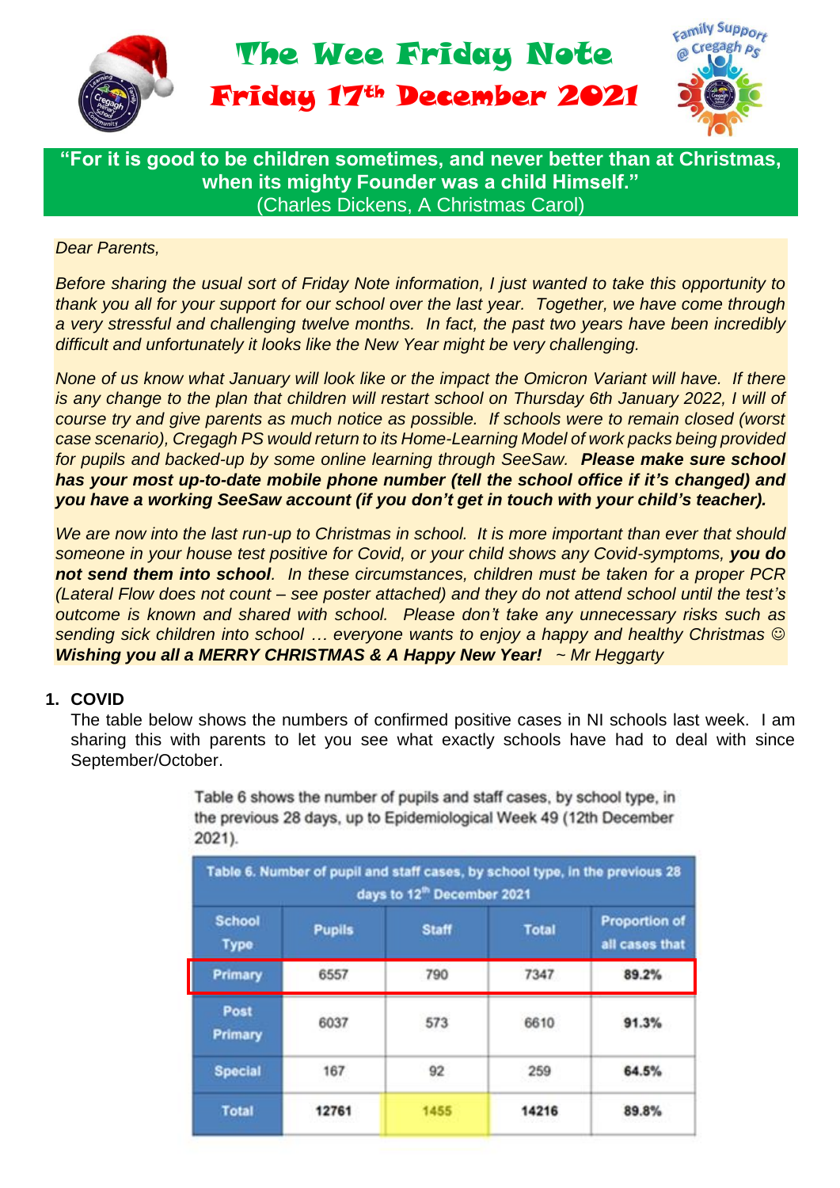# The Wee Friday Note
## Friday 17th December 2021

Family Support @ Cregagh PS

**"For it is good to be children sometimes, and never better than at Christmas, when its mighty Founder was a child Himself."**
(Charles Dickens, A Christmas Carol)

*Dear Parents,*

*Before sharing the usual sort of Friday Note information, I just wanted to take this opportunity to thank you all for your support for our school over the last year. Together, we have come through a very stressful and challenging twelve months. In fact, the past two years have been incredibly difficult and unfortunately it looks like the New Year might be very challenging.*

*None of us know what January will look like or the impact the Omicron Variant will have. If there is any change to the plan that children will restart school on Thursday 6th January 2022, I will of course try and give parents as much notice as possible. If schools were to remain closed (worst case scenario), Cregagh PS would return to its Home-Learning Model of work packs being provided for pupils and backed-up by some online learning through SeeSaw.* ***Please make sure school has your most up-to-date mobile phone number (tell the school office if it's changed) and you have a working SeeSaw account (if you don't get in touch with your child's teacher).***

*We are now into the last run-up to Christmas in school. It is more important than ever that should someone in your house test positive for Covid, or your child shows any Covid-symptoms,* ***you do not send them into school****. In these circumstances, children must be taken for a proper PCR (Lateral Flow does not count – see poster attached) and they do not attend school until the test's outcome is known and shared with school. Please don't take any unnecessary risks such as sending sick children into school … everyone wants to enjoy a happy and healthy Christmas ☺*
***Wishing you all a MERRY CHRISTMAS & A Happy New Year!*** *~ Mr Heggarty*

1. **COVID**
   The table below shows the numbers of confirmed positive cases in NI schools last week. I am sharing this with parents to let you see what exactly schools have had to deal with since September/October.

Table 6 shows the number of pupils and staff cases, by school type, in the previous 28 days, up to Epidemiological Week 49 (12th December 2021).

Table 6. Number of pupil and staff cases, by school type, in the previous 28 days to 12th December 2021

| School Type | Pupils | Staff | Total | Proportion of all cases that |
|---|---|---|---|---|
| Primary | 6557 | 790 | 7347 | 89.2% |
| Post Primary | 6037 | 573 | 6610 | 91.3% |
| Special | 167 | 92 | 259 | 64.5% |
| Total | 12761 | 1455 | 14216 | 89.8% |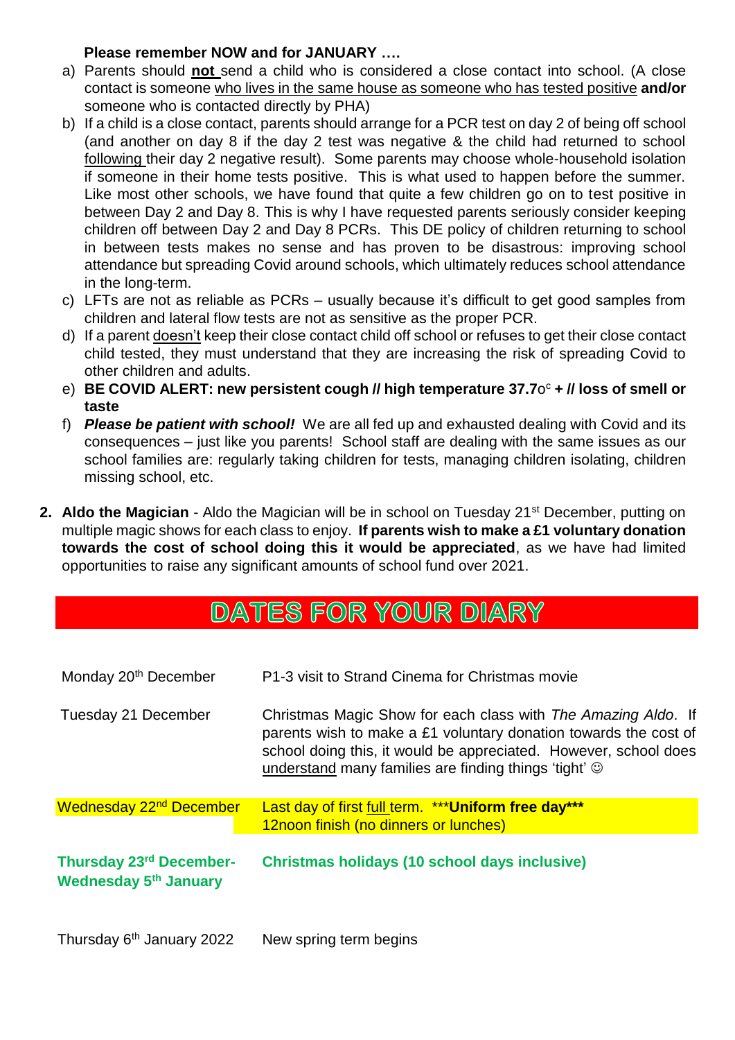**Please remember NOW and for JANUARY ….**

a) Parents should **not** send a child who is considered a close contact into school. (A close contact is someone who lives in the same house as someone who has tested positive **and/or** someone who is contacted directly by PHA)
b) If a child is a close contact, parents should arrange for a PCR test on day 2 of being off school (and another on day 8 if the day 2 test was negative & the child had returned to school following their day 2 negative result). Some parents may choose whole-household isolation if someone in their home tests positive. This is what used to happen before the summer. Like most other schools, we have found that quite a few children go on to test positive in between Day 2 and Day 8. This is why I have requested parents seriously consider keeping children off between Day 2 and Day 8 PCRs. This DE policy of children returning to school in between tests makes no sense and has proven to be disastrous: improving school attendance but spreading Covid around schools, which ultimately reduces school attendance in the long-term.
c) LFTs are not as reliable as PCRs – usually because it's difficult to get good samples from children and lateral flow tests are not as sensitive as the proper PCR.
d) If a parent doesn't keep their close contact child off school or refuses to get their close contact child tested, they must understand that they are increasing the risk of spreading Covid to other children and adults.
e) **BE COVID ALERT: new persistent cough // high temperature 37.7o$^{c}$ + // loss of smell or taste**
f) ***Please be patient with school!*** We are all fed up and exhausted dealing with Covid and its consequences – just like you parents! School staff are dealing with the same issues as our school families are: regularly taking children for tests, managing children isolating, children missing school, etc.

2. **Aldo the Magician** - Aldo the Magician will be in school on Tuesday 21st December, putting on multiple magic shows for each class to enjoy. **If parents wish to make a £1 voluntary donation towards the cost of school doing this it would be appreciated**, as we have had limited opportunities to raise any significant amounts of school fund over 2021.

## DATES FOR YOUR DIARY

| Date | Event |
|---|---|
| Monday 20th December | P1-3 visit to Strand Cinema for Christmas movie |
| Tuesday 21 December | Christmas Magic Show for each class with *The Amazing Aldo*. If parents wish to make a £1 voluntary donation towards the cost of school doing this, it would be appreciated. However, school does understand many families are finding things 'tight' ☺ |
| Wednesday 22nd December | Last day of first full term. ***Uniform free day*** 12noon finish (no dinners or lunches) |
| **Thursday 23rd December- Wednesday 5th January** | **Christmas holidays (10 school days inclusive)** |
| Thursday 6th January 2022 | New spring term begins |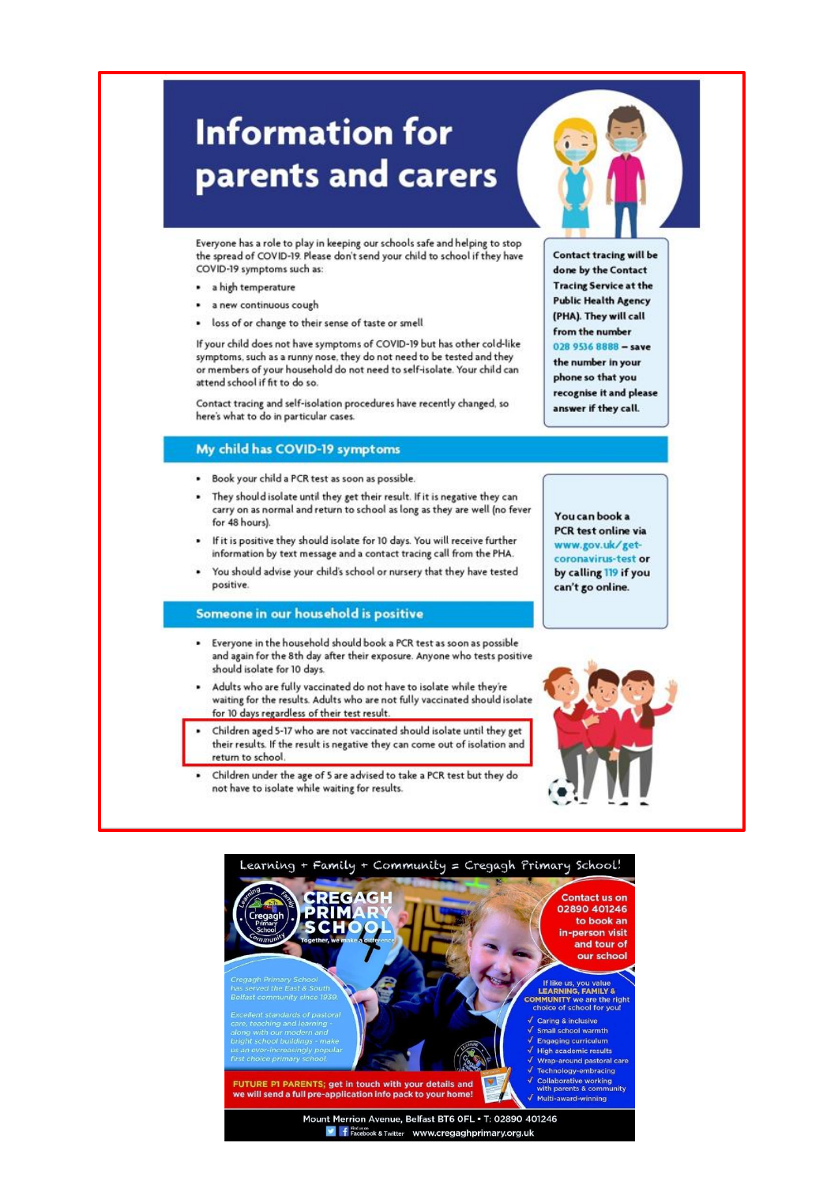# Information for parents and carers

Everyone has a role to play in keeping our schools safe and helping to stop the spread of COVID-19. Please don't send your child to school if they have COVID-19 symptoms such as:

- a high temperature
- a new continuous cough
- loss of or change to their sense of taste or smell

If your child does not have symptoms of COVID-19 but has other cold-like symptoms, such as a runny nose, they do not need to be tested and they or members of your household do not need to self-isolate. Your child can attend school if fit to do so.

Contact tracing and self-isolation procedures have recently changed, so here's what to do in particular cases.

**Contact tracing will be done by the Contact Tracing Service at the Public Health Agency (PHA). They will call from the number 028 9536 8888 – save the number in your phone so that you recognise it and please answer if they call.**

## My child has COVID-19 symptoms

- Book your child a PCR test as soon as possible.
- They should isolate until they get their result. If it is negative they can carry on as normal and return to school as long as they are well (no fever for 48 hours).
- If it is positive they should isolate for 10 days. You will receive further information by text message and a contact tracing call from the PHA.
- You should advise your child's school or nursery that they have tested positive.

**You can book a PCR test online via www.gov.uk/get-coronavirus-test or by calling 119 if you can't go online.**

## Someone in our household is positive

- Everyone in the household should book a PCR test as soon as possible and again for the 8th day after their exposure. Anyone who tests positive should isolate for 10 days.
- Adults who are fully vaccinated do not have to isolate while they're waiting for the results. Adults who are not fully vaccinated should isolate for 10 days regardless of their test result.
- Children aged 5-17 who are not vaccinated should isolate until they get their results. If the result is negative they can come out of isolation and return to school.
- Children under the age of 5 are advised to take a PCR test but they do not have to isolate while waiting for results.

---

Learning + Family + Community = Cregagh Primary School!

**CREGAGH PRIMARY SCHOOL**
Together, we make a difference

Contact us on 02890 401246 to book an in-person visit and tour of our school

*Cregagh Primary School has served the East & South Belfast community since 1939.*

*Excellent standards of pastoral care, teaching and learning - along with our modern and bright school buildings - make us an ever-increasingly popular first choice primary school.*

If like us, you value LEARNING, FAMILY & COMMUNITY we are the right choice of school for you!

- ✓ Caring & inclusive
- ✓ Small school warmth
- ✓ Engaging curriculum
- ✓ High academic results
- ✓ Wrap-around pastoral care
- ✓ Technology-embracing
- ✓ Collaborative working with parents & community
- ✓ Multi-award-winning

**FUTURE P1 PARENTS; get in touch with your details and we will send a full pre-application info pack to your home!**

Mount Merrion Avenue, Belfast BT6 0FL • T: 02890 401246

Find us on Facebook & Twitter www.cregaghprimary.org.uk